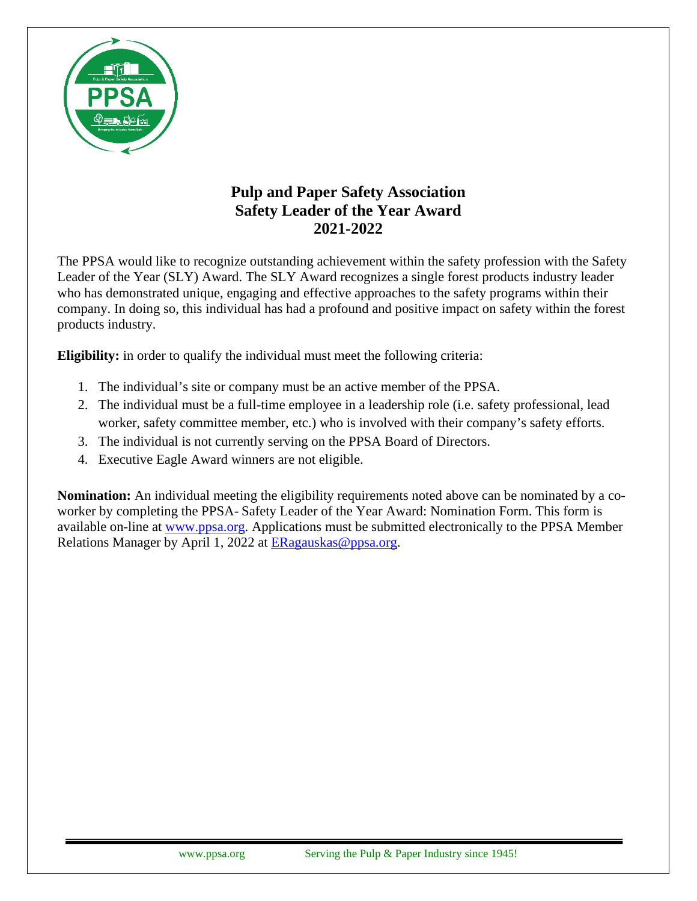# Pulp and Paper Safety Association
# Safety Leader of the Year Award
# 2021-2022

The PPSA would like to recognize outstanding achievement within the safety profession with the Safety Leader of the Year (SLY) Award. The SLY Award recognizes a single forest products industry leader who has demonstrated unique, engaging and effective approaches to the safety programs within their company. In doing so, this individual has had a profound and positive impact on safety within the forest products industry.

**Eligibility:** in order to qualify the individual must meet the following criteria:

1. The individual's site or company must be an active member of the PPSA.
2. The individual must be a full-time employee in a leadership role (i.e. safety professional, lead worker, safety committee member, etc.) who is involved with their company's safety efforts.
3. The individual is not currently serving on the PPSA Board of Directors.
4. Executive Eagle Award winners are not eligible.

**Nomination:** An individual meeting the eligibility requirements noted above can be nominated by a co-worker by completing the PPSA- Safety Leader of the Year Award: Nomination Form. This form is available on-line at www.ppsa.org. Applications must be submitted electronically to the PPSA Member Relations Manager by April 1, 2022 at ERagauskas@ppsa.org.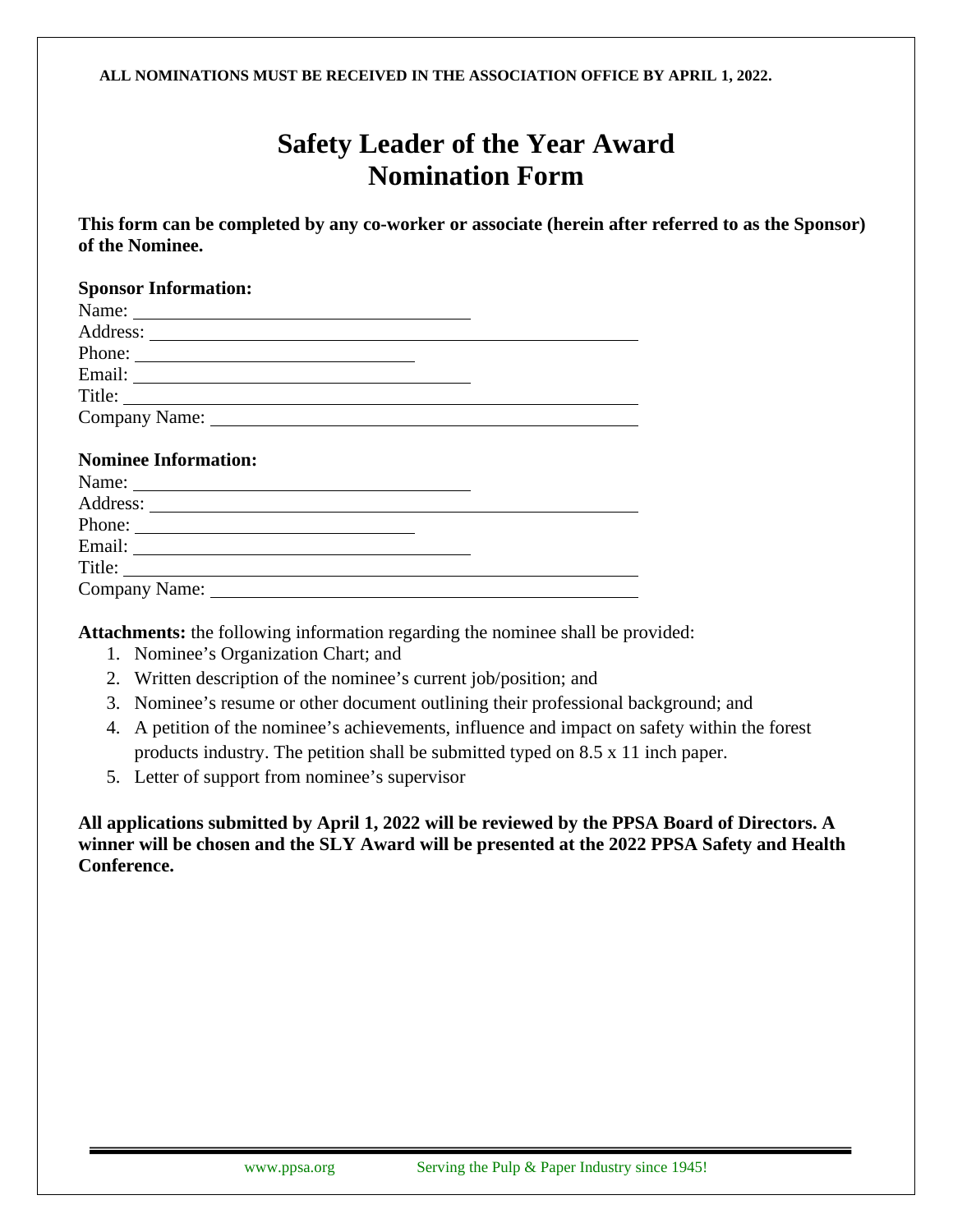**ALL NOMINATIONS MUST BE RECEIVED IN THE ASSOCIATION OFFICE BY APRIL 1, 2022.**

# Safety Leader of the Year Award
# Nomination Form

**This form can be completed by any co-worker or associate (herein after referred to as the Sponsor) of the Nominee.**

**Sponsor Information:**

Name: ______________________________

Address: ______________________________

Phone: ______________________________

Email: ______________________________

Title: ______________________________

Company Name: ______________________________

**Nominee Information:**

Name: ______________________________

Address: ______________________________

Phone: ______________________________

Email: ______________________________

Title: ______________________________

Company Name: ______________________________

**Attachments:** the following information regarding the nominee shall be provided:

1. Nominee's Organization Chart; and
2. Written description of the nominee's current job/position; and
3. Nominee's resume or other document outlining their professional background; and
4. A petition of the nominee's achievements, influence and impact on safety within the forest products industry. The petition shall be submitted typed on 8.5 x 11 inch paper.
5. Letter of support from nominee's supervisor

**All applications submitted by April 1, 2022 will be reviewed by the PPSA Board of Directors. A winner will be chosen and the SLY Award will be presented at the 2022 PPSA Safety and Health Conference.**